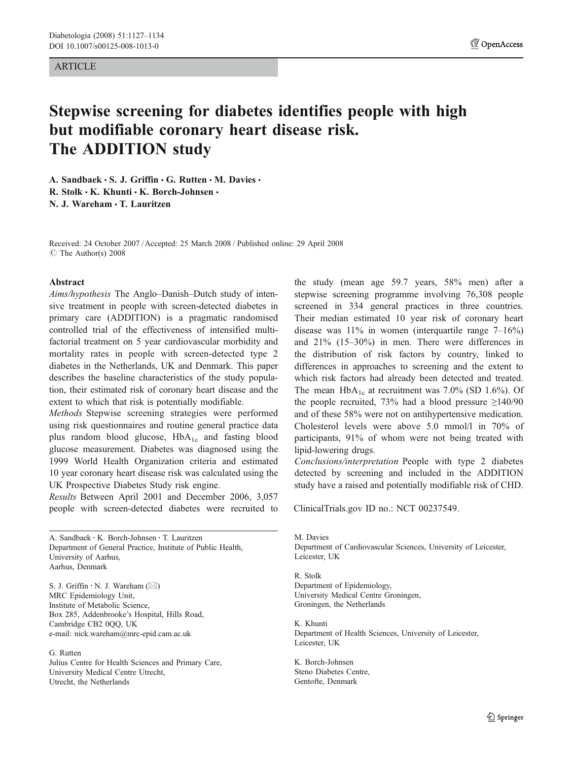ARTICLE

# Stepwise screening for diabetes identifies people with high but modifiable coronary heart disease risk. The ADDITION study

**A. Sandbaek · S. J. Griffin · G. Rutten · M. Davies · R. Stolk · K. Khunti · K. Borch-Johnsen · N. J. Wareham · T. Lauritzen**

Received: 24 October 2007 / Accepted: 25 March 2008 / Published online: 29 April 2008
© The Author(s) 2008

## Abstract

*Aims/hypothesis* The Anglo–Danish–Dutch study of intensive treatment in people with screen-detected diabetes in primary care (ADDITION) is a pragmatic randomised controlled trial of the effectiveness of intensified multifactorial treatment on 5 year cardiovascular morbidity and mortality rates in people with screen-detected type 2 diabetes in the Netherlands, UK and Denmark. This paper describes the baseline characteristics of the study population, their estimated risk of coronary heart disease and the extent to which that risk is potentially modifiable.

*Methods* Stepwise screening strategies were performed using risk questionnaires and routine general practice data plus random blood glucose, $HbA_{1c}$ and fasting blood glucose measurement. Diabetes was diagnosed using the 1999 World Health Organization criteria and estimated 10 year coronary heart disease risk was calculated using the UK Prospective Diabetes Study risk engine.

*Results* Between April 2001 and December 2006, 3,057 people with screen-detected diabetes were recruited to the study (mean age 59.7 years, 58% men) after a stepwise screening programme involving 76,308 people screened in 334 general practices in three countries. Their median estimated 10 year risk of coronary heart disease was 11% in women (interquartile range 7–16%) and 21% (15–30%) in men. There were differences in the distribution of risk factors by country, linked to differences in approaches to screening and the extent to which risk factors had already been detected and treated. The mean $HbA_{1c}$ at recruitment was 7.0% (SD 1.6%). Of the people recruited, 73% had a blood pressure ≥140/90 and of these 58% were not on antihypertensive medication. Cholesterol levels were above 5.0 mmol/l in 70% of participants, 91% of whom were not being treated with lipid-lowering drugs.

*Conclusions/interpretation* People with type 2 diabetes detected by screening and included in the ADDITION study have a raised and potentially modifiable risk of CHD.

ClinicalTrials.gov ID no.: NCT 00237549.

---

A. Sandbaek · K. Borch-Johnsen · T. Lauritzen
Department of General Practice, Institute of Public Health, University of Aarhus, Aarhus, Denmark

S. J. Griffin · N. J. Wareham (✉)
MRC Epidemiology Unit, Institute of Metabolic Science, Box 285, Addenbrooke's Hospital, Hills Road, Cambridge CB2 0QQ, UK
e-mail: nick.wareham@mrc-epid.cam.ac.uk

G. Rutten
Julius Centre for Health Sciences and Primary Care, University Medical Centre Utrecht, Utrecht, the Netherlands

M. Davies
Department of Cardiovascular Sciences, University of Leicester, Leicester, UK

R. Stolk
Department of Epidemiology, University Medical Centre Groningen, Groningen, the Netherlands

K. Khunti
Department of Health Sciences, University of Leicester, Leicester, UK

K. Borch-Johnsen
Steno Diabetes Centre, Gentofte, Denmark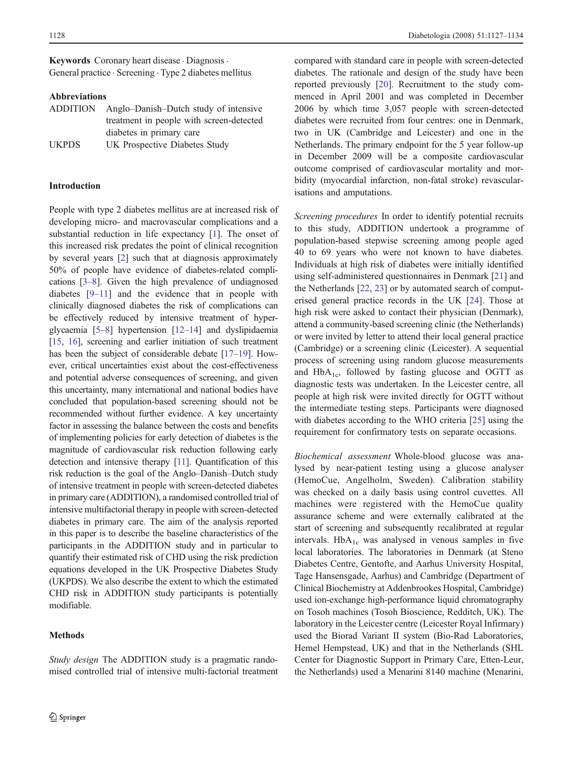**Keywords** Coronary heart disease · Diagnosis · General practice · Screening · Type 2 diabetes mellitus

**Abbreviations**

| | |
|---|---|
| ADDITION | Anglo–Danish–Dutch study of intensive treatment in people with screen-detected diabetes in primary care |
| UKPDS | UK Prospective Diabetes Study |

## Introduction

People with type 2 diabetes mellitus are at increased risk of developing micro- and macrovascular complications and a substantial reduction in life expectancy [1]. The onset of this increased risk predates the point of clinical recognition by several years [2] such that at diagnosis approximately 50% of people have evidence of diabetes-related complications [3–8]. Given the high prevalence of undiagnosed diabetes [9–11] and the evidence that in people with clinically diagnosed diabetes the risk of complications can be effectively reduced by intensive treatment of hyperglycaemia [5–8] hypertension [12–14] and dyslipidaemia [15, 16], screening and earlier initiation of such treatment has been the subject of considerable debate [17–19]. However, critical uncertainties exist about the cost-effectiveness and potential adverse consequences of screening, and given this uncertainty, many international and national bodies have concluded that population-based screening should not be recommended without further evidence. A key uncertainty factor in assessing the balance between the costs and benefits of implementing policies for early detection of diabetes is the magnitude of cardiovascular risk reduction following early detection and intensive therapy [11]. Quantification of this risk reduction is the goal of the Anglo–Danish–Dutch study of intensive treatment in people with screen-detected diabetes in primary care (ADDITION), a randomised controlled trial of intensive multifactorial therapy in people with screen-detected diabetes in primary care. The aim of the analysis reported in this paper is to describe the baseline characteristics of the participants in the ADDITION study and in particular to quantify their estimated risk of CHD using the risk prediction equations developed in the UK Prospective Diabetes Study (UKPDS). We also describe the extent to which the estimated CHD risk in ADDITION study participants is potentially modifiable.

## Methods

*Study design* The ADDITION study is a pragmatic randomised controlled trial of intensive multi-factorial treatment compared with standard care in people with screen-detected diabetes. The rationale and design of the study have been reported previously [20]. Recruitment to the study commenced in April 2001 and was completed in December 2006 by which time 3,057 people with screen-detected diabetes were recruited from four centres: one in Denmark, two in UK (Cambridge and Leicester) and one in the Netherlands. The primary endpoint for the 5 year follow-up in December 2009 will be a composite cardiovascular outcome comprised of cardiovascular mortality and morbidity (myocardial infarction, non-fatal stroke) revascularisations and amputations.

*Screening procedures* In order to identify potential recruits to this study, ADDITION undertook a programme of population-based stepwise screening among people aged 40 to 69 years who were not known to have diabetes. Individuals at high risk of diabetes were initially identified using self-administered questionnaires in Denmark [21] and the Netherlands [22, 23] or by automated search of computerised general practice records in the UK [24]. Those at high risk were asked to contact their physician (Denmark), attend a community-based screening clinic (the Netherlands) or were invited by letter to attend their local general practice (Cambridge) or a screening clinic (Leicester). A sequential process of screening using random glucose measurements and $HbA_{1c}$, followed by fasting glucose and OGTT as diagnostic tests was undertaken. In the Leicester centre, all people at high risk were invited directly for OGTT without the intermediate testing steps. Participants were diagnosed with diabetes according to the WHO criteria [25] using the requirement for confirmatory tests on separate occasions.

*Biochemical assessment* Whole-blood glucose was analysed by near-patient testing using a glucose analyser (HemoCue, Angelholm, Sweden). Calibration stability was checked on a daily basis using control cuvettes. All machines were registered with the HemoCue quality assurance scheme and were externally calibrated at the start of screening and subsequently recalibrated at regular intervals. $HbA_{1c}$ was analysed in venous samples in five local laboratories. The laboratories in Denmark (at Steno Diabetes Centre, Gentofte, and Aarhus University Hospital, Tage Hansensgade, Aarhus) and Cambridge (Department of Clinical Biochemistry at Addenbrookes Hospital, Cambridge) used ion-exchange high-performance liquid chromatography on Tosoh machines (Tosoh Bioscience, Redditch, UK). The laboratory in the Leicester centre (Leicester Royal Infirmary) used the Biorad Variant II system (Bio-Rad Laboratories, Hemel Hempstead, UK) and that in the Netherlands (SHL Center for Diagnostic Support in Primary Care, Etten-Leur, the Netherlands) used a Menarini 8140 machine (Menarini,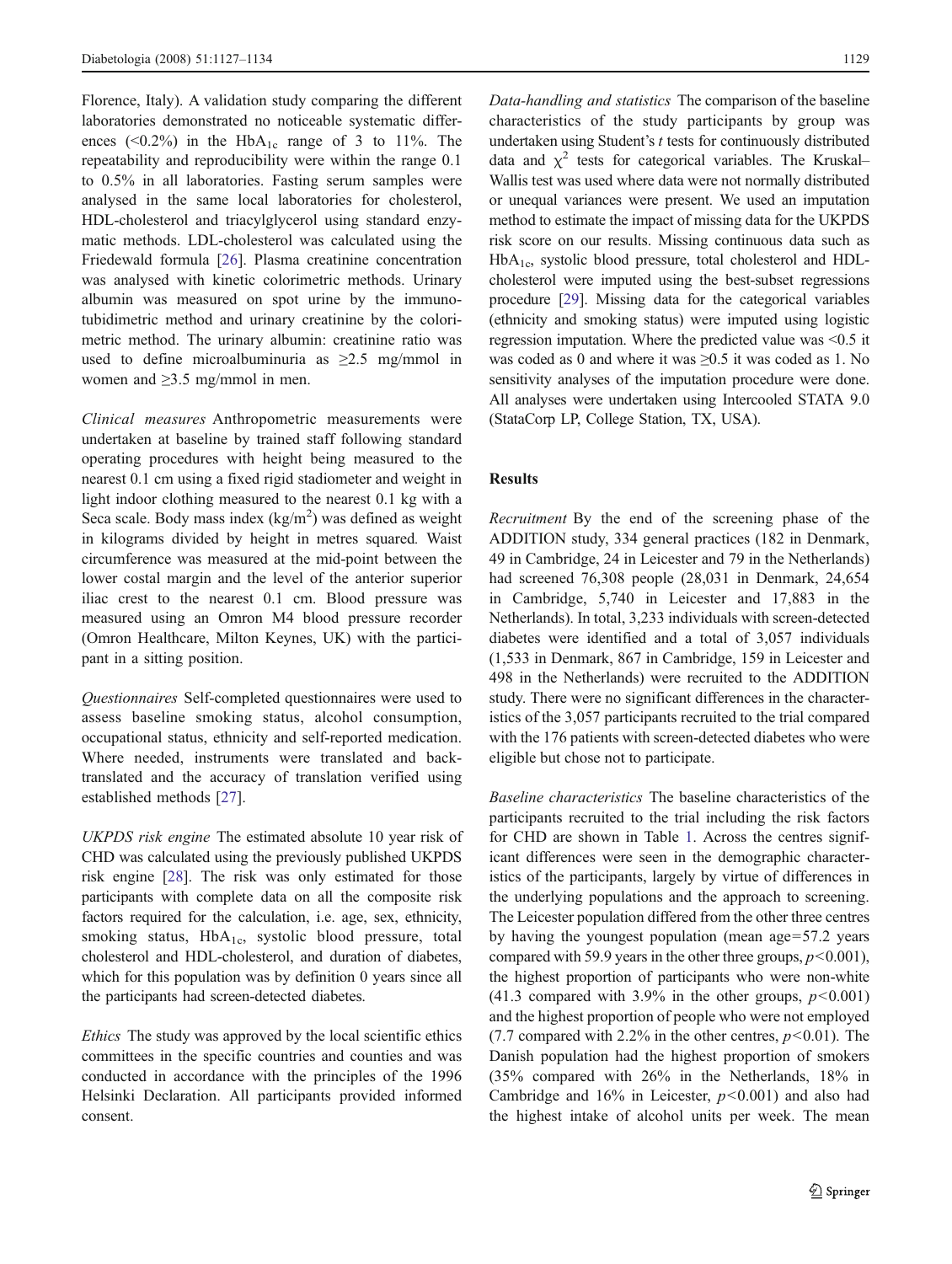Florence, Italy). A validation study comparing the different laboratories demonstrated no noticeable systematic differences (<0.2%) in the $HbA_{1c}$ range of 3 to 11%. The repeatability and reproducibility were within the range 0.1 to 0.5% in all laboratories. Fasting serum samples were analysed in the same local laboratories for cholesterol, HDL-cholesterol and triacylglycerol using standard enzymatic methods. LDL-cholesterol was calculated using the Friedewald formula [26]. Plasma creatinine concentration was analysed with kinetic colorimetric methods. Urinary albumin was measured on spot urine by the immunotubidimetric method and urinary creatinine by the colorimetric method. The urinary albumin: creatinine ratio was used to define microalbuminuria as ≥2.5 mg/mmol in women and ≥3.5 mg/mmol in men.

*Clinical measures* Anthropometric measurements were undertaken at baseline by trained staff following standard operating procedures with height being measured to the nearest 0.1 cm using a fixed rigid stadiometer and weight in light indoor clothing measured to the nearest 0.1 kg with a Seca scale. Body mass index ($kg/m^2$) was defined as weight in kilograms divided by height in metres squared. Waist circumference was measured at the mid-point between the lower costal margin and the level of the anterior superior iliac crest to the nearest 0.1 cm. Blood pressure was measured using an Omron M4 blood pressure recorder (Omron Healthcare, Milton Keynes, UK) with the participant in a sitting position.

*Questionnaires* Self-completed questionnaires were used to assess baseline smoking status, alcohol consumption, occupational status, ethnicity and self-reported medication. Where needed, instruments were translated and back-translated and the accuracy of translation verified using established methods [27].

*UKPDS risk engine* The estimated absolute 10 year risk of CHD was calculated using the previously published UKPDS risk engine [28]. The risk was only estimated for those participants with complete data on all the composite risk factors required for the calculation, i.e. age, sex, ethnicity, smoking status, $HbA_{1c}$, systolic blood pressure, total cholesterol and HDL-cholesterol, and duration of diabetes, which for this population was by definition 0 years since all the participants had screen-detected diabetes.

*Ethics* The study was approved by the local scientific ethics committees in the specific countries and counties and was conducted in accordance with the principles of the 1996 Helsinki Declaration. All participants provided informed consent.

*Data-handling and statistics* The comparison of the baseline characteristics of the study participants by group was undertaken using Student's *t* tests for continuously distributed data and $\chi^2$ tests for categorical variables. The Kruskal–Wallis test was used where data were not normally distributed or unequal variances were present. We used an imputation method to estimate the impact of missing data for the UKPDS risk score on our results. Missing continuous data such as $HbA_{1c}$, systolic blood pressure, total cholesterol and HDL-cholesterol were imputed using the best-subset regressions procedure [29]. Missing data for the categorical variables (ethnicity and smoking status) were imputed using logistic regression imputation. Where the predicted value was <0.5 it was coded as 0 and where it was ≥0.5 it was coded as 1. No sensitivity analyses of the imputation procedure were done. All analyses were undertaken using Intercooled STATA 9.0 (StataCorp LP, College Station, TX, USA).

## Results

*Recruitment* By the end of the screening phase of the ADDITION study, 334 general practices (182 in Denmark, 49 in Cambridge, 24 in Leicester and 79 in the Netherlands) had screened 76,308 people (28,031 in Denmark, 24,654 in Cambridge, 5,740 in Leicester and 17,883 in the Netherlands). In total, 3,233 individuals with screen-detected diabetes were identified and a total of 3,057 individuals (1,533 in Denmark, 867 in Cambridge, 159 in Leicester and 498 in the Netherlands) were recruited to the ADDITION study. There were no significant differences in the characteristics of the 3,057 participants recruited to the trial compared with the 176 patients with screen-detected diabetes who were eligible but chose not to participate.

*Baseline characteristics* The baseline characteristics of the participants recruited to the trial including the risk factors for CHD are shown in Table 1. Across the centres significant differences were seen in the demographic characteristics of the participants, largely by virtue of differences in the underlying populations and the approach to screening. The Leicester population differed from the other three centres by having the youngest population (mean age=57.2 years compared with 59.9 years in the other three groups, $p<0.001$), the highest proportion of participants who were non-white (41.3 compared with 3.9% in the other groups, $p<0.001$) and the highest proportion of people who were not employed (7.7 compared with 2.2% in the other centres, $p<0.01$). The Danish population had the highest proportion of smokers (35% compared with 26% in the Netherlands, 18% in Cambridge and 16% in Leicester, $p<0.001$) and also had the highest intake of alcohol units per week. The mean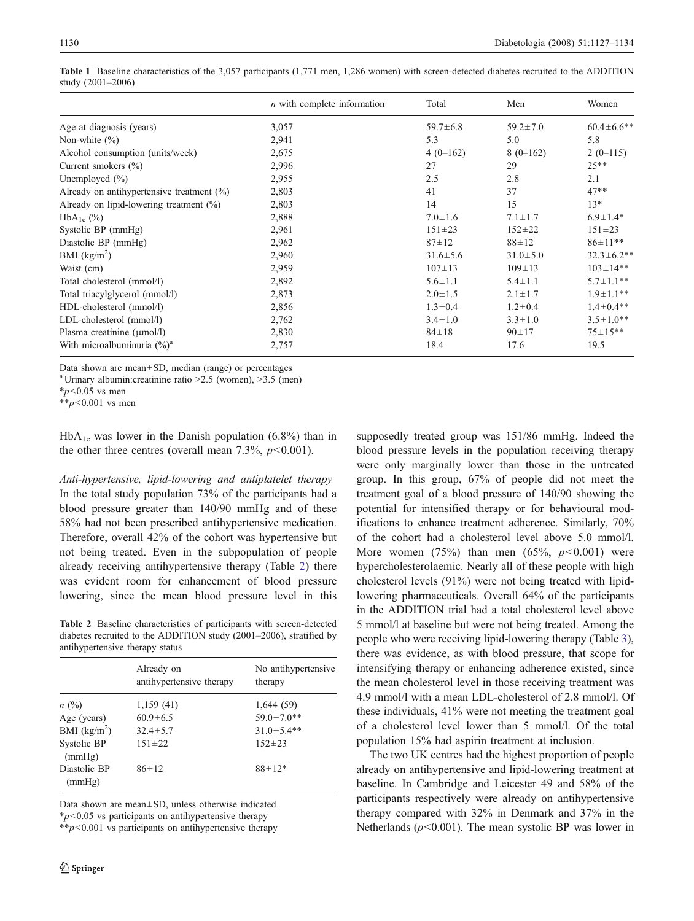**Table 1** Baseline characteristics of the 3,057 participants (1,771 men, 1,286 women) with screen-detected diabetes recruited to the ADDITION study (2001–2006)

| | *n* with complete information | Total | Men | Women |
|---|---|---|---|---|
| Age at diagnosis (years) | 3,057 | 59.7±6.8 | 59.2±7.0 | 60.4±6.6** |
| Non-white (%) | 2,941 | 5.3 | 5.0 | 5.8 |
| Alcohol consumption (units/week) | 2,675 | 4 (0–162) | 8 (0–162) | 2 (0–115) |
| Current smokers (%) | 2,996 | 27 | 29 | 25** |
| Unemployed (%) | 2,955 | 2.5 | 2.8 | 2.1 |
| Already on antihypertensive treatment (%) | 2,803 | 41 | 37 | 47** |
| Already on lipid-lowering treatment (%) | 2,803 | 14 | 15 | 13* |
| $HbA_{1c}$ (%) | 2,888 | 7.0±1.6 | 7.1±1.7 | 6.9±1.4* |
| Systolic BP (mmHg) | 2,961 | 151±23 | 152±22 | 151±23 |
| Diastolic BP (mmHg) | 2,962 | 87±12 | 88±12 | 86±11** |
| BMI ($kg/m^2$) | 2,960 | 31.6±5.6 | 31.0±5.0 | 32.3±6.2** |
| Waist (cm) | 2,959 | 107±13 | 109±13 | 103±14** |
| Total cholesterol (mmol/l) | 2,892 | 5.6±1.1 | 5.4±1.1 | 5.7±1.1** |
| Total triacylglycerol (mmol/l) | 2,873 | 2.0±1.5 | 2.1±1.7 | 1.9±1.1** |
| HDL-cholesterol (mmol/l) | 2,856 | 1.3±0.4 | 1.2±0.4 | 1.4±0.4** |
| LDL-cholesterol (mmol/l) | 2,762 | 3.4±1.0 | 3.3±1.0 | 3.5±1.0** |
| Plasma creatinine (μmol/l) | 2,830 | 84±18 | 90±17 | 75±15** |
| With microalbuminuria (%)[a] | 2,757 | 18.4 | 17.6 | 19.5 |

Data shown are mean±SD, median (range) or percentages

[a] Urinary albumin:creatinine ratio >2.5 (women), >3.5 (men)

*$p<0.05$ vs men

**$p<0.001$ vs men

$HbA_{1c}$ was lower in the Danish population (6.8%) than in the other three centres (overall mean 7.3%, $p<0.001$).

*Anti-hypertensive, lipid-lowering and antiplatelet therapy* In the total study population 73% of the participants had a blood pressure greater than 140/90 mmHg and of these 58% had not been prescribed antihypertensive medication. Therefore, overall 42% of the cohort was hypertensive but not being treated. Even in the subpopulation of people already receiving antihypertensive therapy (Table 2) there was evident room for enhancement of blood pressure lowering, since the mean blood pressure level in this supposedly treated group was 151/86 mmHg. Indeed the blood pressure levels in the population receiving therapy were only marginally lower than those in the untreated group. In this group, 67% of people did not meet the treatment goal of a blood pressure of 140/90 showing the potential for intensified therapy or for behavioural modifications to enhance treatment adherence. Similarly, 70% of the cohort had a cholesterol level above 5.0 mmol/l. More women (75%) than men (65%, $p<0.001$) were hypercholesterolaemic. Nearly all of these people with high cholesterol levels (91%) were not being treated with lipid-lowering pharmaceuticals. Overall 64% of the participants in the ADDITION trial had a total cholesterol level above 5 mmol/l at baseline but were not being treated. Among the people who were receiving lipid-lowering therapy (Table 3), there was evidence, as with blood pressure, that scope for intensifying therapy or enhancing adherence existed, since the mean cholesterol level in those receiving treatment was 4.9 mmol/l with a mean LDL-cholesterol of 2.8 mmol/l. Of these individuals, 41% were not meeting the treatment goal of a cholesterol level lower than 5 mmol/l. Of the total population 15% had aspirin treatment at inclusion.

**Table 2** Baseline characteristics of participants with screen-detected diabetes recruited to the ADDITION study (2001–2006), stratified by antihypertensive therapy status

| | Already on antihypertensive therapy | No antihypertensive therapy |
|---|---|---|
| *n* (%) | 1,159 (41) | 1,644 (59) |
| Age (years) | 60.9±6.5 | 59.0±7.0** |
| BMI ($kg/m^2$) | 32.4±5.7 | 31.0±5.4** |
| Systolic BP (mmHg) | 151±22 | 152±23 |
| Diastolic BP (mmHg) | 86±12 | 88±12* |

Data shown are mean±SD, unless otherwise indicated

*$p<0.05$ vs participants on antihypertensive therapy

**$p<0.001$ vs participants on antihypertensive therapy

The two UK centres had the highest proportion of people already on antihypertensive and lipid-lowering treatment at baseline. In Cambridge and Leicester 49 and 58% of the participants respectively were already on antihypertensive therapy compared with 32% in Denmark and 37% in the Netherlands ($p<0.001$). The mean systolic BP was lower in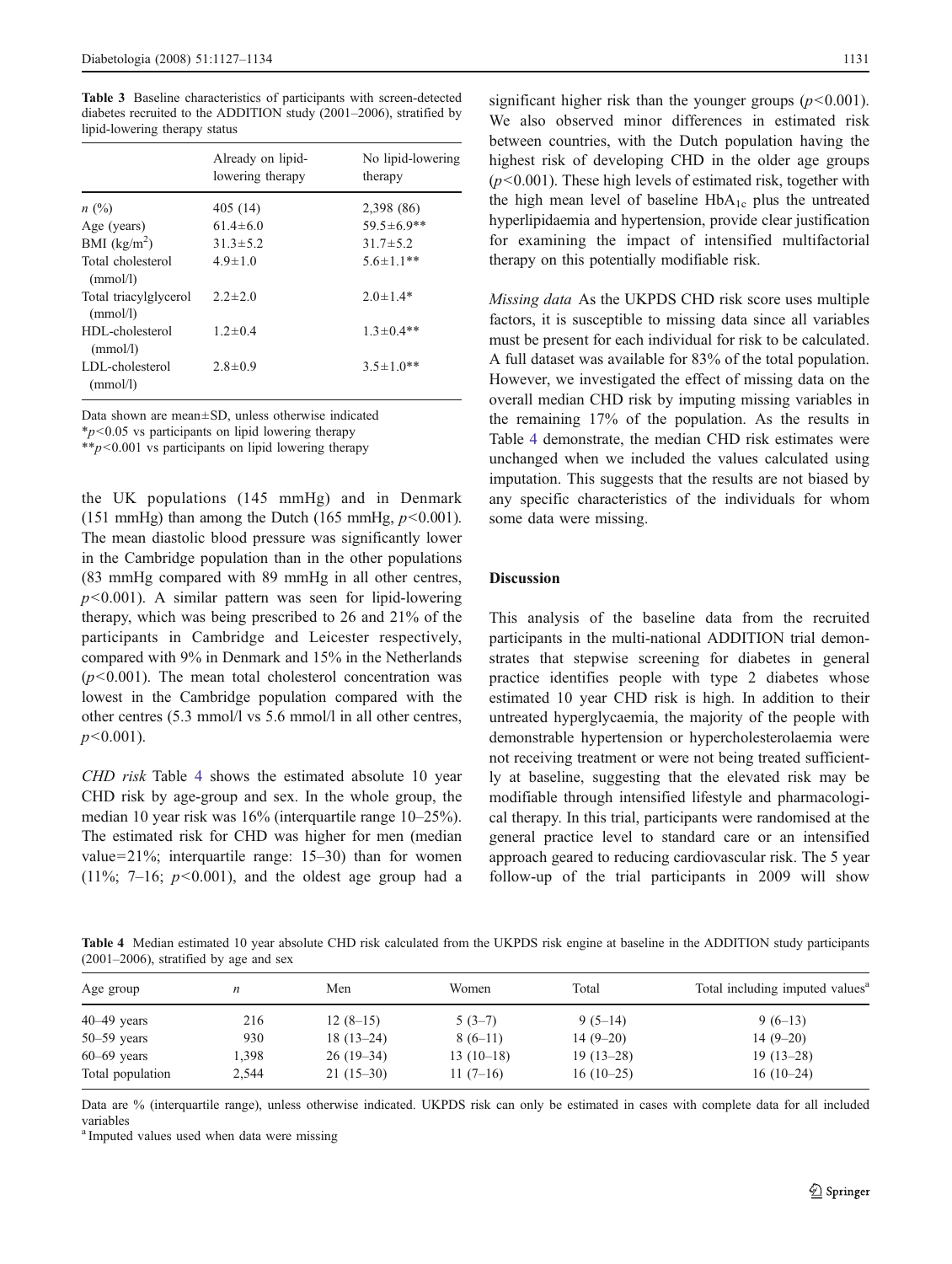**Table 3** Baseline characteristics of participants with screen-detected diabetes recruited to the ADDITION study (2001–2006), stratified by lipid-lowering therapy status

| | Already on lipid-lowering therapy | No lipid-lowering therapy |
|---|---|---|
| $n$ (%) | 405 (14) | 2,398 (86) |
| Age (years) | 61.4±6.0 | 59.5±6.9** |
| BMI (kg/m$^2$) | 31.3±5.2 | 31.7±5.2 |
| Total cholesterol (mmol/l) | 4.9±1.0 | 5.6±1.1** |
| Total triacylglycerol (mmol/l) | 2.2±2.0 | 2.0±1.4* |
| HDL-cholesterol (mmol/l) | 1.2±0.4 | 1.3±0.4** |
| LDL-cholesterol (mmol/l) | 2.8±0.9 | 3.5±1.0** |

Data shown are mean±SD, unless otherwise indicated

*$p<0.05$ vs participants on lipid lowering therapy

**$p<0.001$ vs participants on lipid lowering therapy

the UK populations (145 mmHg) and in Denmark (151 mmHg) than among the Dutch (165 mmHg, $p<0.001$). The mean diastolic blood pressure was significantly lower in the Cambridge population than in the other populations (83 mmHg compared with 89 mmHg in all other centres, $p<0.001$). A similar pattern was seen for lipid-lowering therapy, which was being prescribed to 26 and 21% of the participants in Cambridge and Leicester respectively, compared with 9% in Denmark and 15% in the Netherlands ($p<0.001$). The mean total cholesterol concentration was lowest in the Cambridge population compared with the other centres (5.3 mmol/l vs 5.6 mmol/l in all other centres, $p<0.001$).

*CHD risk* Table 4 shows the estimated absolute 10 year CHD risk by age-group and sex. In the whole group, the median 10 year risk was 16% (interquartile range 10–25%). The estimated risk for CHD was higher for men (median value=21%; interquartile range: 15–30) than for women (11%; 7–16; $p<0.001$), and the oldest age group had a significant higher risk than the younger groups ($p<0.001$). We also observed minor differences in estimated risk between countries, with the Dutch population having the highest risk of developing CHD in the older age groups ($p<0.001$). These high levels of estimated risk, together with the high mean level of baseline $HbA_{1c}$ plus the untreated hyperlipidaemia and hypertension, provide clear justification for examining the impact of intensified multifactorial therapy on this potentially modifiable risk.

*Missing data* As the UKPDS CHD risk score uses multiple factors, it is susceptible to missing data since all variables must be present for each individual for risk to be calculated. A full dataset was available for 83% of the total population. However, we investigated the effect of missing data on the overall median CHD risk by imputing missing variables in the remaining 17% of the population. As the results in Table 4 demonstrate, the median CHD risk estimates were unchanged when we included the values calculated using imputation. This suggests that the results are not biased by any specific characteristics of the individuals for whom some data were missing.

## Discussion

This analysis of the baseline data from the recruited participants in the multi-national ADDITION trial demonstrates that stepwise screening for diabetes in general practice identifies people with type 2 diabetes whose estimated 10 year CHD risk is high. In addition to their untreated hyperglycaemia, the majority of the people with demonstrable hypertension or hypercholesterolaemia were not receiving treatment or were not being treated sufficiently at baseline, suggesting that the elevated risk may be modifiable through intensified lifestyle and pharmacological therapy. In this trial, participants were randomised at the general practice level to standard care or an intensified approach geared to reducing cardiovascular risk. The 5 year follow-up of the trial participants in 2009 will show

**Table 4** Median estimated 10 year absolute CHD risk calculated from the UKPDS risk engine at baseline in the ADDITION study participants (2001–2006), stratified by age and sex

| Age group | $n$ | Men | Women | Total | Total including imputed values[a] |
|---|---|---|---|---|---|
| 40–49 years | 216 | 12 (8–15) | 5 (3–7) | 9 (5–14) | 9 (6–13) |
| 50–59 years | 930 | 18 (13–24) | 8 (6–11) | 14 (9–20) | 14 (9–20) |
| 60–69 years | 1,398 | 26 (19–34) | 13 (10–18) | 19 (13–28) | 19 (13–28) |
| Total population | 2,544 | 21 (15–30) | 11 (7–16) | 16 (10–25) | 16 (10–24) |

Data are % (interquartile range), unless otherwise indicated. UKPDS risk can only be estimated in cases with complete data for all included variables

[a] Imputed values used when data were missing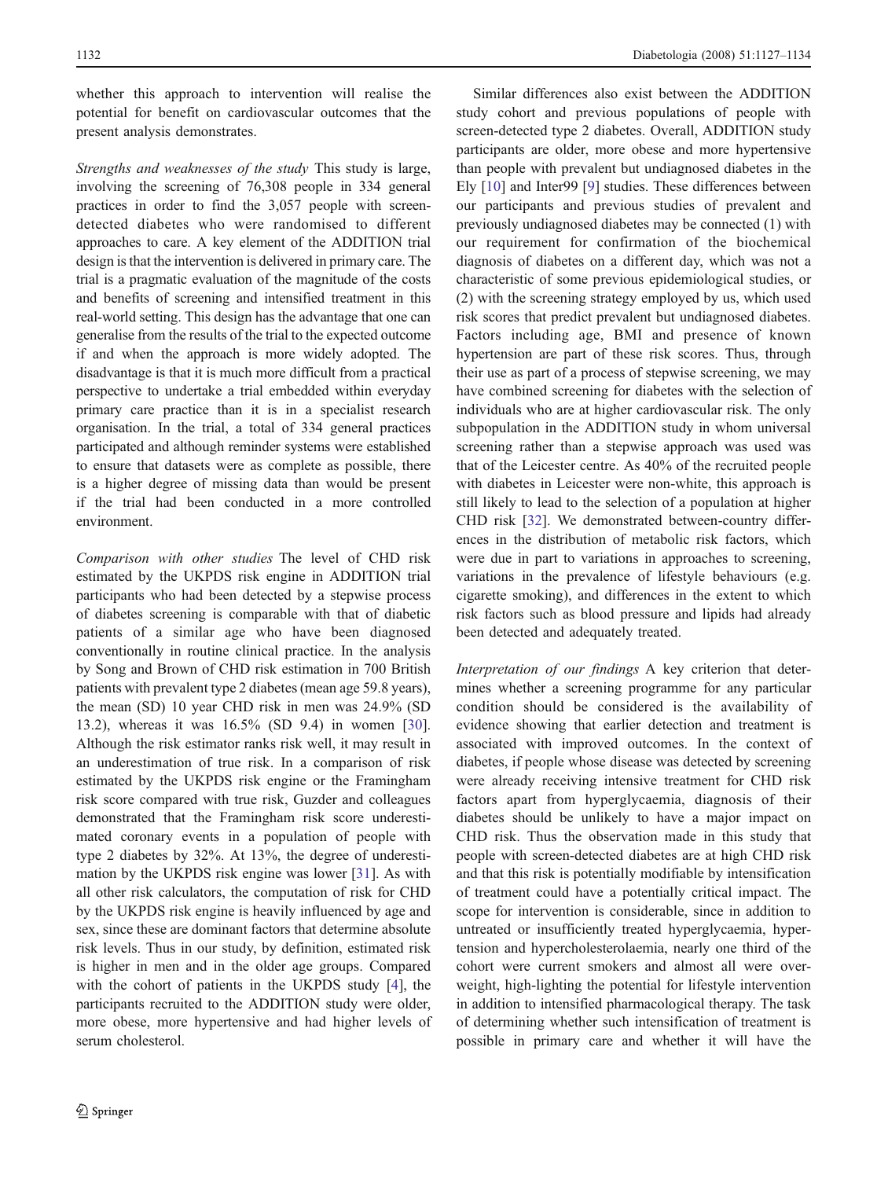whether this approach to intervention will realise the potential for benefit on cardiovascular outcomes that the present analysis demonstrates.

*Strengths and weaknesses of the study* This study is large, involving the screening of 76,308 people in 334 general practices in order to find the 3,057 people with screen-detected diabetes who were randomised to different approaches to care. A key element of the ADDITION trial design is that the intervention is delivered in primary care. The trial is a pragmatic evaluation of the magnitude of the costs and benefits of screening and intensified treatment in this real-world setting. This design has the advantage that one can generalise from the results of the trial to the expected outcome if and when the approach is more widely adopted. The disadvantage is that it is much more difficult from a practical perspective to undertake a trial embedded within everyday primary care practice than it is in a specialist research organisation. In the trial, a total of 334 general practices participated and although reminder systems were established to ensure that datasets were as complete as possible, there is a higher degree of missing data than would be present if the trial had been conducted in a more controlled environment.

*Comparison with other studies* The level of CHD risk estimated by the UKPDS risk engine in ADDITION trial participants who had been detected by a stepwise process of diabetes screening is comparable with that of diabetic patients of a similar age who have been diagnosed conventionally in routine clinical practice. In the analysis by Song and Brown of CHD risk estimation in 700 British patients with prevalent type 2 diabetes (mean age 59.8 years), the mean (SD) 10 year CHD risk in men was 24.9% (SD 13.2), whereas it was 16.5% (SD 9.4) in women [30]. Although the risk estimator ranks risk well, it may result in an underestimation of true risk. In a comparison of risk estimated by the UKPDS risk engine or the Framingham risk score compared with true risk, Guzder and colleagues demonstrated that the Framingham risk score underestimated coronary events in a population of people with type 2 diabetes by 32%. At 13%, the degree of underestimation by the UKPDS risk engine was lower [31]. As with all other risk calculators, the computation of risk for CHD by the UKPDS risk engine is heavily influenced by age and sex, since these are dominant factors that determine absolute risk levels. Thus in our study, by definition, estimated risk is higher in men and in the older age groups. Compared with the cohort of patients in the UKPDS study [4], the participants recruited to the ADDITION study were older, more obese, more hypertensive and had higher levels of serum cholesterol.

Similar differences also exist between the ADDITION study cohort and previous populations of people with screen-detected type 2 diabetes. Overall, ADDITION study participants are older, more obese and more hypertensive than people with prevalent but undiagnosed diabetes in the Ely [10] and Inter99 [9] studies. These differences between our participants and previous studies of prevalent and previously undiagnosed diabetes may be connected (1) with our requirement for confirmation of the biochemical diagnosis of diabetes on a different day, which was not a characteristic of some previous epidemiological studies, or (2) with the screening strategy employed by us, which used risk scores that predict prevalent but undiagnosed diabetes. Factors including age, BMI and presence of known hypertension are part of these risk scores. Thus, through their use as part of a process of stepwise screening, we may have combined screening for diabetes with the selection of individuals who are at higher cardiovascular risk. The only subpopulation in the ADDITION study in whom universal screening rather than a stepwise approach was used was that of the Leicester centre. As 40% of the recruited people with diabetes in Leicester were non-white, this approach is still likely to lead to the selection of a population at higher CHD risk [32]. We demonstrated between-country differences in the distribution of metabolic risk factors, which were due in part to variations in approaches to screening, variations in the prevalence of lifestyle behaviours (e.g. cigarette smoking), and differences in the extent to which risk factors such as blood pressure and lipids had already been detected and adequately treated.

*Interpretation of our findings* A key criterion that determines whether a screening programme for any particular condition should be considered is the availability of evidence showing that earlier detection and treatment is associated with improved outcomes. In the context of diabetes, if people whose disease was detected by screening were already receiving intensive treatment for CHD risk factors apart from hyperglycaemia, diagnosis of their diabetes should be unlikely to have a major impact on CHD risk. Thus the observation made in this study that people with screen-detected diabetes are at high CHD risk and that this risk is potentially modifiable by intensification of treatment could have a potentially critical impact. The scope for intervention is considerable, since in addition to untreated or insufficiently treated hyperglycaemia, hypertension and hypercholesterolaemia, nearly one third of the cohort were current smokers and almost all were overweight, high-lighting the potential for lifestyle intervention in addition to intensified pharmacological therapy. The task of determining whether such intensification of treatment is possible in primary care and whether it will have the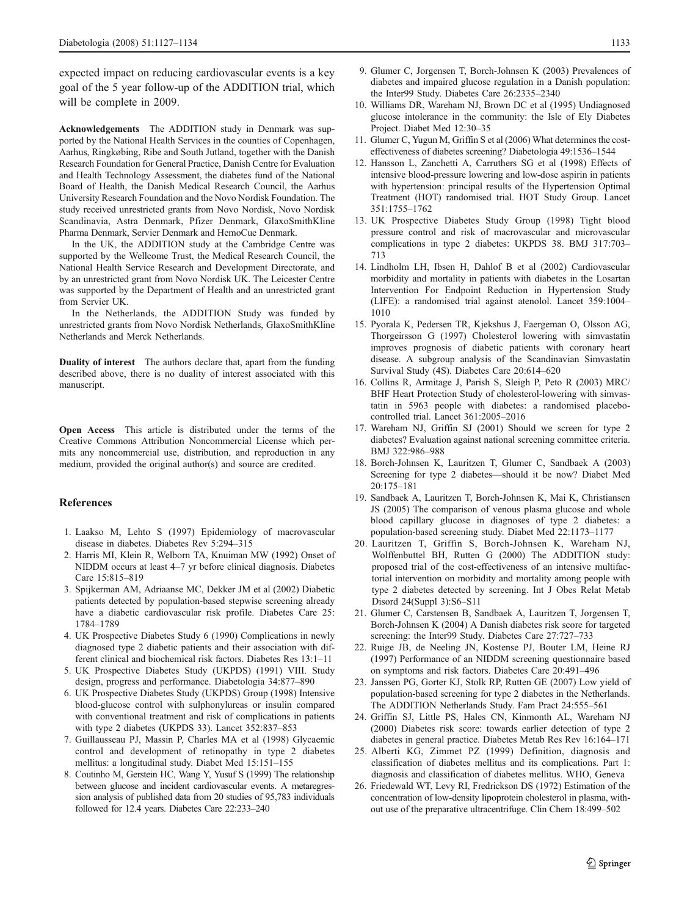expected impact on reducing cardiovascular events is a key goal of the 5 year follow-up of the ADDITION trial, which will be complete in 2009.

**Acknowledgements** The ADDITION study in Denmark was supported by the National Health Services in the counties of Copenhagen, Aarhus, Ringkøbing, Ribe and South Jutland, together with the Danish Research Foundation for General Practice, Danish Centre for Evaluation and Health Technology Assessment, the diabetes fund of the National Board of Health, the Danish Medical Research Council, the Aarhus University Research Foundation and the Novo Nordisk Foundation. The study received unrestricted grants from Novo Nordisk, Novo Nordisk Scandinavia, Astra Denmark, Pfizer Denmark, GlaxoSmithKline Pharma Denmark, Servier Denmark and HemoCue Denmark.

In the UK, the ADDITION study at the Cambridge Centre was supported by the Wellcome Trust, the Medical Research Council, the National Health Service Research and Development Directorate, and by an unrestricted grant from Novo Nordisk UK. The Leicester Centre was supported by the Department of Health and an unrestricted grant from Servier UK.

In the Netherlands, the ADDITION Study was funded by unrestricted grants from Novo Nordisk Netherlands, GlaxoSmithKline Netherlands and Merck Netherlands.

**Duality of interest** The authors declare that, apart from the funding described above, there is no duality of interest associated with this manuscript.

**Open Access** This article is distributed under the terms of the Creative Commons Attribution Noncommercial License which permits any noncommercial use, distribution, and reproduction in any medium, provided the original author(s) and source are credited.

## References

1. Laakso M, Lehto S (1997) Epidemiology of macrovascular disease in diabetes. Diabetes Rev 5:294–315
2. Harris MI, Klein R, Welborn TA, Knuiman MW (1992) Onset of NIDDM occurs at least 4–7 yr before clinical diagnosis. Diabetes Care 15:815–819
3. Spijkerman AM, Adriaanse MC, Dekker JM et al (2002) Diabetic patients detected by population-based stepwise screening already have a diabetic cardiovascular risk profile. Diabetes Care 25: 1784–1789
4. UK Prospective Diabetes Study 6 (1990) Complications in newly diagnosed type 2 diabetic patients and their association with different clinical and biochemical risk factors. Diabetes Res 13:1–11
5. UK Prospective Diabetes Study (UKPDS) (1991) VIII. Study design, progress and performance. Diabetologia 34:877–890
6. UK Prospective Diabetes Study (UKPDS) Group (1998) Intensive blood-glucose control with sulphonylureas or insulin compared with conventional treatment and risk of complications in patients with type 2 diabetes (UKPDS 33). Lancet 352:837–853
7. Guillausseau PJ, Massin P, Charles MA et al (1998) Glycaemic control and development of retinopathy in type 2 diabetes mellitus: a longitudinal study. Diabet Med 15:151–155
8. Coutinho M, Gerstein HC, Wang Y, Yusuf S (1999) The relationship between glucose and incident cardiovascular events. A metaregression analysis of published data from 20 studies of 95,783 individuals followed for 12.4 years. Diabetes Care 22:233–240
9. Glumer C, Jorgensen T, Borch-Johnsen K (2003) Prevalences of diabetes and impaired glucose regulation in a Danish population: the Inter99 Study. Diabetes Care 26:2335–2340
10. Williams DR, Wareham NJ, Brown DC et al (1995) Undiagnosed glucose intolerance in the community: the Isle of Ely Diabetes Project. Diabet Med 12:30–35
11. Glumer C, Yugun M, Griffin S et al (2006) What determines the cost-effectiveness of diabetes screening? Diabetologia 49:1536–1544
12. Hansson L, Zanchetti A, Carruthers SG et al (1998) Effects of intensive blood-pressure lowering and low-dose aspirin in patients with hypertension: principal results of the Hypertension Optimal Treatment (HOT) randomised trial. HOT Study Group. Lancet 351:1755–1762
13. UK Prospective Diabetes Study Group (1998) Tight blood pressure control and risk of macrovascular and microvascular complications in type 2 diabetes: UKPDS 38. BMJ 317:703–713
14. Lindholm LH, Ibsen H, Dahlof B et al (2002) Cardiovascular morbidity and mortality in patients with diabetes in the Losartan Intervention For Endpoint Reduction in Hypertension Study (LIFE): a randomised trial against atenolol. Lancet 359:1004–1010
15. Pyorala K, Pedersen TR, Kjekshus J, Faergeman O, Olsson AG, Thorgeirsson G (1997) Cholesterol lowering with simvastatin improves prognosis of diabetic patients with coronary heart disease. A subgroup analysis of the Scandinavian Simvastatin Survival Study (4S). Diabetes Care 20:614–620
16. Collins R, Armitage J, Parish S, Sleigh P, Peto R (2003) MRC/BHF Heart Protection Study of cholesterol-lowering with simvastatin in 5963 people with diabetes: a randomised placebo-controlled trial. Lancet 361:2005–2016
17. Wareham NJ, Griffin SJ (2001) Should we screen for type 2 diabetes? Evaluation against national screening committee criteria. BMJ 322:986–988
18. Borch-Johnsen K, Lauritzen T, Glumer C, Sandbaek A (2003) Screening for type 2 diabetes—should it be now? Diabet Med 20:175–181
19. Sandbaek A, Lauritzen T, Borch-Johnsen K, Mai K, Christiansen JS (2005) The comparison of venous plasma glucose and whole blood capillary glucose in diagnoses of type 2 diabetes: a population-based screening study. Diabet Med 22:1173–1177
20. Lauritzen T, Griffin S, Borch-Johnsen K, Wareham NJ, Wolffenbuttel BH, Rutten G (2000) The ADDITION study: proposed trial of the cost-effectiveness of an intensive multifactorial intervention on morbidity and mortality among people with type 2 diabetes detected by screening. Int J Obes Relat Metab Disord 24(Suppl 3):S6–S11
21. Glumer C, Carstensen B, Sandbaek A, Lauritzen T, Jorgensen T, Borch-Johnsen K (2004) A Danish diabetes risk score for targeted screening: the Inter99 Study. Diabetes Care 27:727–733
22. Ruige JB, de Neeling JN, Kostense PJ, Bouter LM, Heine RJ (1997) Performance of an NIDDM screening questionnaire based on symptoms and risk factors. Diabetes Care 20:491–496
23. Janssen PG, Gorter KJ, Stolk RP, Rutten GE (2007) Low yield of population-based screening for type 2 diabetes in the Netherlands. The ADDITION Netherlands Study. Fam Pract 24:555–561
24. Griffin SJ, Little PS, Hales CN, Kinmonth AL, Wareham NJ (2000) Diabetes risk score: towards earlier detection of type 2 diabetes in general practice. Diabetes Metab Res Rev 16:164–171
25. Alberti KG, Zimmet PZ (1999) Definition, diagnosis and classification of diabetes mellitus and its complications. Part 1: diagnosis and classification of diabetes mellitus. WHO, Geneva
26. Friedewald WT, Levy RI, Fredrickson DS (1972) Estimation of the concentration of low-density lipoprotein cholesterol in plasma, without use of the preparative ultracentrifuge. Clin Chem 18:499–502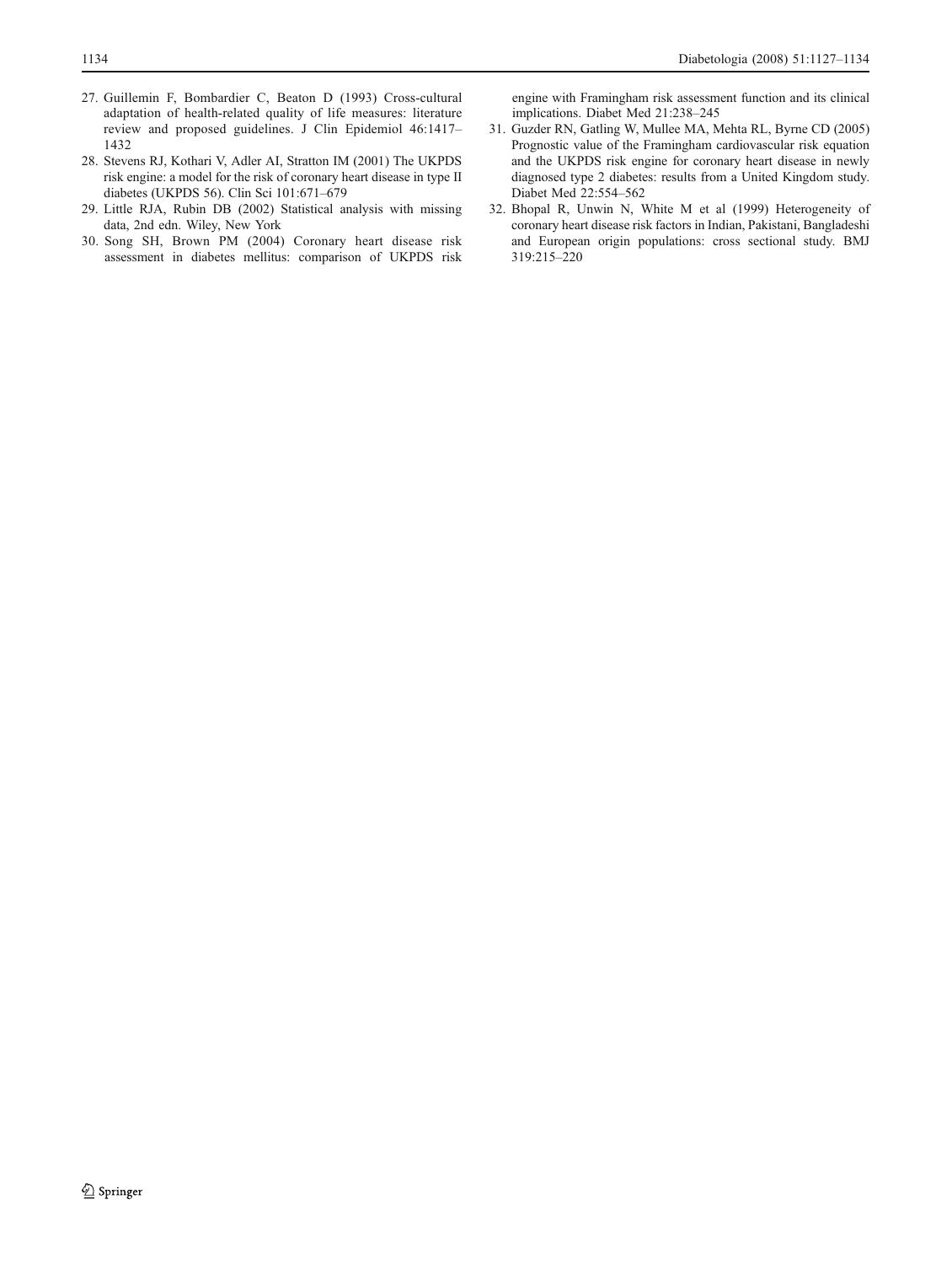27. Guillemin F, Bombardier C, Beaton D (1993) Cross-cultural adaptation of health-related quality of life measures: literature review and proposed guidelines. J Clin Epidemiol 46:1417–1432
28. Stevens RJ, Kothari V, Adler AI, Stratton IM (2001) The UKPDS risk engine: a model for the risk of coronary heart disease in type II diabetes (UKPDS 56). Clin Sci 101:671–679
29. Little RJA, Rubin DB (2002) Statistical analysis with missing data, 2nd edn. Wiley, New York
30. Song SH, Brown PM (2004) Coronary heart disease risk assessment in diabetes mellitus: comparison of UKPDS risk engine with Framingham risk assessment function and its clinical implications. Diabet Med 21:238–245
31. Guzder RN, Gatling W, Mullee MA, Mehta RL, Byrne CD (2005) Prognostic value of the Framingham cardiovascular risk equation and the UKPDS risk engine for coronary heart disease in newly diagnosed type 2 diabetes: results from a United Kingdom study. Diabet Med 22:554–562
32. Bhopal R, Unwin N, White M et al (1999) Heterogeneity of coronary heart disease risk factors in Indian, Pakistani, Bangladeshi and European origin populations: cross sectional study. BMJ 319:215–220